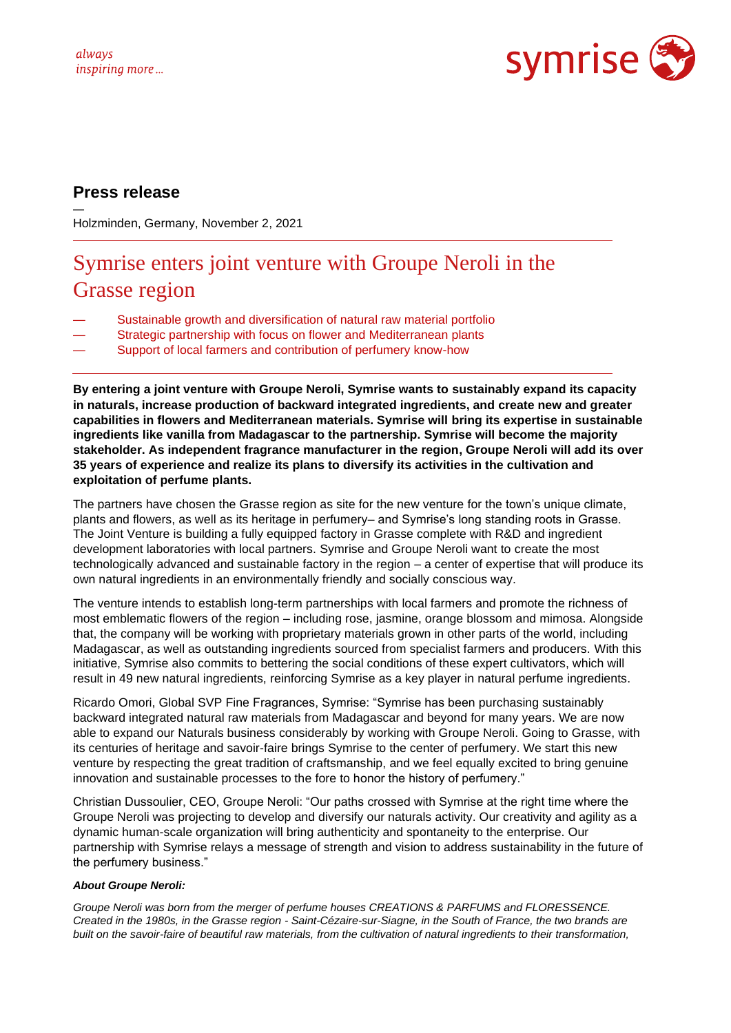always
inspiring more...

symrise

## Press release

—
Holzminden, Germany, November 2, 2021

# Symrise enters joint venture with Groupe Neroli in the Grasse region

— Sustainable growth and diversification of natural raw material portfolio
— Strategic partnership with focus on flower and Mediterranean plants
— Support of local farmers and contribution of perfumery know-how

**By entering a joint venture with Groupe Neroli, Symrise wants to sustainably expand its capacity in naturals, increase production of backward integrated ingredients, and create new and greater capabilities in flowers and Mediterranean materials. Symrise will bring its expertise in sustainable ingredients like vanilla from Madagascar to the partnership. Symrise will become the majority stakeholder. As independent fragrance manufacturer in the region, Groupe Neroli will add its over 35 years of experience and realize its plans to diversify its activities in the cultivation and exploitation of perfume plants.**

The partners have chosen the Grasse region as site for the new venture for the town's unique climate, plants and flowers, as well as its heritage in perfumery– and Symrise's long standing roots in Grasse. The Joint Venture is building a fully equipped factory in Grasse complete with R&D and ingredient development laboratories with local partners. Symrise and Groupe Neroli want to create the most technologically advanced and sustainable factory in the region – a center of expertise that will produce its own natural ingredients in an environmentally friendly and socially conscious way.

The venture intends to establish long-term partnerships with local farmers and promote the richness of most emblematic flowers of the region – including rose, jasmine, orange blossom and mimosa. Alongside that, the company will be working with proprietary materials grown in other parts of the world, including Madagascar, as well as outstanding ingredients sourced from specialist farmers and producers. With this initiative, Symrise also commits to bettering the social conditions of these expert cultivators, which will result in 49 new natural ingredients, reinforcing Symrise as a key player in natural perfume ingredients.

Ricardo Omori, Global SVP Fine Fragrances, Symrise: "Symrise has been purchasing sustainably backward integrated natural raw materials from Madagascar and beyond for many years. We are now able to expand our Naturals business considerably by working with Groupe Neroli. Going to Grasse, with its centuries of heritage and savoir-faire brings Symrise to the center of perfumery. We start this new venture by respecting the great tradition of craftsmanship, and we feel equally excited to bring genuine innovation and sustainable processes to the fore to honor the history of perfumery."

Christian Dussoulier, CEO, Groupe Neroli: "Our paths crossed with Symrise at the right time where the Groupe Neroli was projecting to develop and diversify our naturals activity. Our creativity and agility as a dynamic human-scale organization will bring authenticity and spontaneity to the enterprise. Our partnership with Symrise relays a message of strength and vision to address sustainability in the future of the perfumery business."

***About Groupe Neroli:***

*Groupe Neroli was born from the merger of perfume houses CREATIONS & PARFUMS and FLORESSENCE. Created in the 1980s, in the Grasse region - Saint-Cézaire-sur-Siagne, in the South of France, the two brands are built on the savoir-faire of beautiful raw materials, from the cultivation of natural ingredients to their transformation,*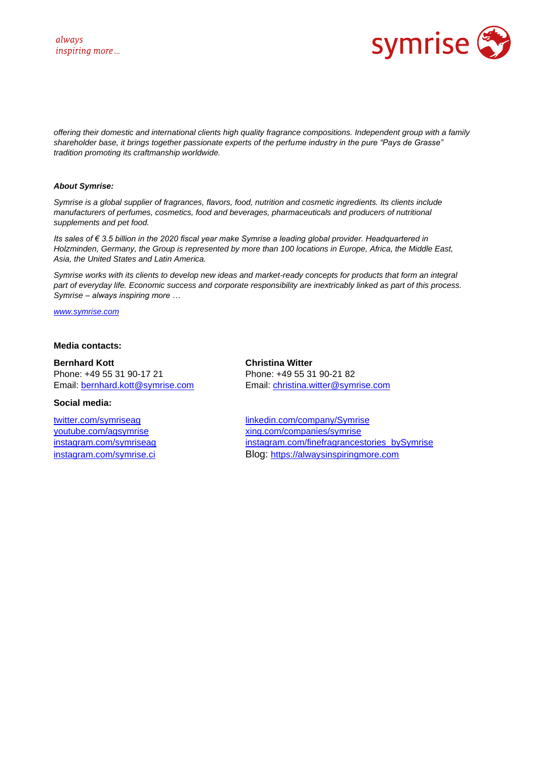*offering their domestic and international clients high quality fragrance compositions. Independent group with a family shareholder base, it brings together passionate experts of the perfume industry in the pure “Pays de Grasse” tradition promoting its craftmanship worldwide.*

***About Symrise:***

*Symrise is a global supplier of fragrances, flavors, food, nutrition and cosmetic ingredients. Its clients include manufacturers of perfumes, cosmetics, food and beverages, pharmaceuticals and producers of nutritional supplements and pet food.*

*Its sales of € 3.5 billion in the 2020 fiscal year make Symrise a leading global provider. Headquartered in Holzminden, Germany, the Group is represented by more than 100 locations in Europe, Africa, the Middle East, Asia, the United States and Latin America.*

*Symrise works with its clients to develop new ideas and market-ready concepts for products that form an integral part of everyday life. Economic success and corporate responsibility are inextricably linked as part of this process. Symrise – always inspiring more …*

*www.symrise.com*

**Media contacts:**

**Bernhard Kott**
Phone: +49 55 31 90-17 21
Email: bernhard.kott@symrise.com

**Christina Witter**
Phone: +49 55 31 90-21 82
Email: christina.witter@symrise.com

**Social media:**

twitter.com/symriseag
youtube.com/agsymrise
instagram.com/symriseag
instagram.com/symrise.ci

linkedin.com/company/Symrise
xing.com/companies/symrise
instagram.com/finefragrancestories_bySymrise
Blog: https://alwaysinspiringmore.com